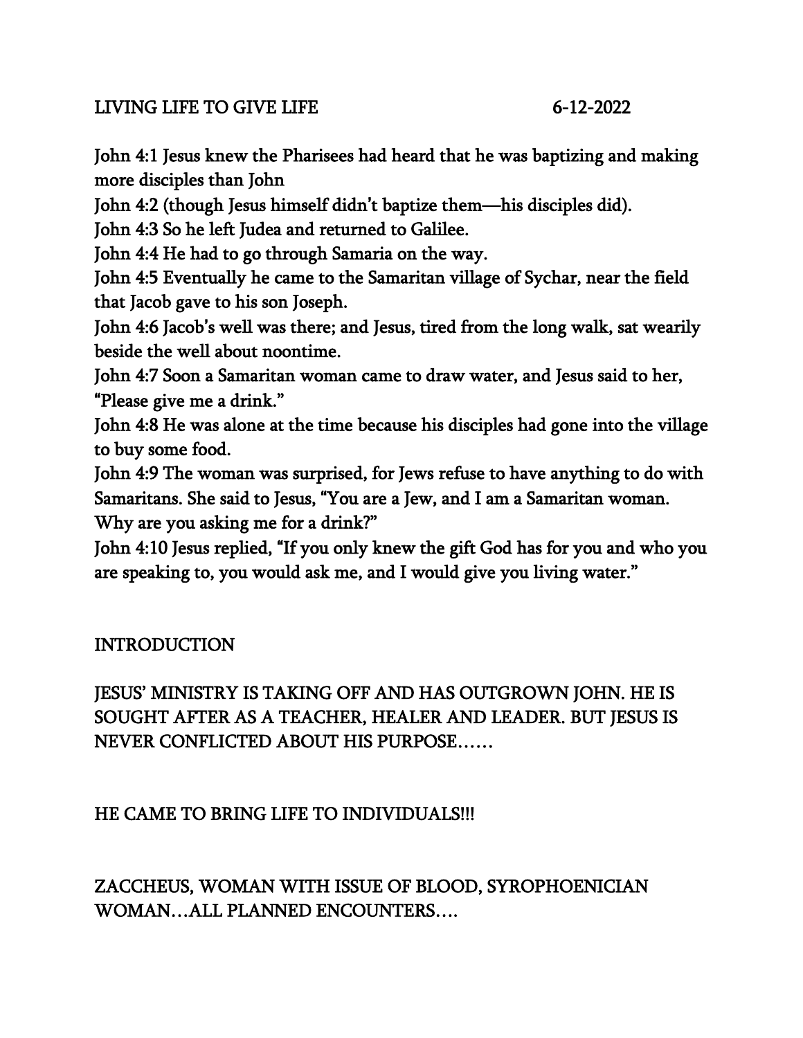LIVING LIFE TO GIVE LIFE 6-12-2022

John 4:1 Jesus knew the Pharisees had heard that he was baptizing and making more disciples than John

John 4:2 (though Jesus himself didn't baptize them—his disciples did).

John 4:3 So he left Judea and returned to Galilee.

John 4:4 He had to go through Samaria on the way.

John 4:5 Eventually he came to the Samaritan village of Sychar, near the field that Jacob gave to his son Joseph.

John 4:6 Jacob's well was there; and Jesus, tired from the long walk, sat wearily beside the well about noontime.

John 4:7 Soon a Samaritan woman came to draw water, and Jesus said to her, "Please give me a drink."

John 4:8 He was alone at the time because his disciples had gone into the village to buy some food.

John 4:9 The woman was surprised, for Jews refuse to have anything to do with Samaritans. She said to Jesus, "You are a Jew, and I am a Samaritan woman. Why are you asking me for a drink?"

John 4:10 Jesus replied, "If you only knew the gift God has for you and who you are speaking to, you would ask me, and I would give you living water."

INTRODUCTION

JESUS' MINISTRY IS TAKING OFF AND HAS OUTGROWN JOHN. HE IS SOUGHT AFTER AS A TEACHER, HEALER AND LEADER. BUT JESUS IS NEVER CONFLICTED ABOUT HIS PURPOSE……

HE CAME TO BRING LIFE TO INDIVIDUALS!!!

ZACCHEUS, WOMAN WITH ISSUE OF BLOOD, SYROPHOENICIAN WOMAN…ALL PLANNED ENCOUNTERS….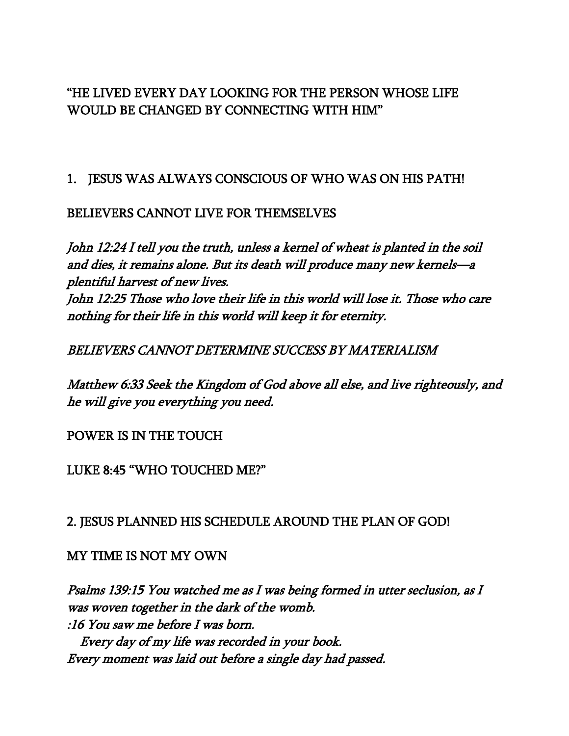"HE LIVED EVERY DAY LOOKING FOR THE PERSON WHOSE LIFE WOULD BE CHANGED BY CONNECTING WITH HIM"

1. JESUS WAS ALWAYS CONSCIOUS OF WHO WAS ON HIS PATH!

BELIEVERS CANNOT LIVE FOR THEMSELVES

*John 12:24 I tell you the truth, unless a kernel of wheat is planted in the soil and dies, it remains alone. But its death will produce many new kernels—a plentiful harvest of new lives.*
*John 12:25 Those who love their life in this world will lose it. Those who care nothing for their life in this world will keep it for eternity.*

*BELIEVERS CANNOT DETERMINE SUCCESS BY MATERIALISM*

*Matthew 6:33 Seek the Kingdom of God above all else, and live righteously, and he will give you everything you need.*

POWER IS IN THE TOUCH

LUKE 8:45 "WHO TOUCHED ME?"

2. JESUS PLANNED HIS SCHEDULE AROUND THE PLAN OF GOD!

MY TIME IS NOT MY OWN

*Psalms 139:15 You watched me as I was being formed in utter seclusion, as I was woven together in the dark of the womb.*
*:16 You saw me before I was born.*
*Every day of my life was recorded in your book.*
*Every moment was laid out before a single day had passed.*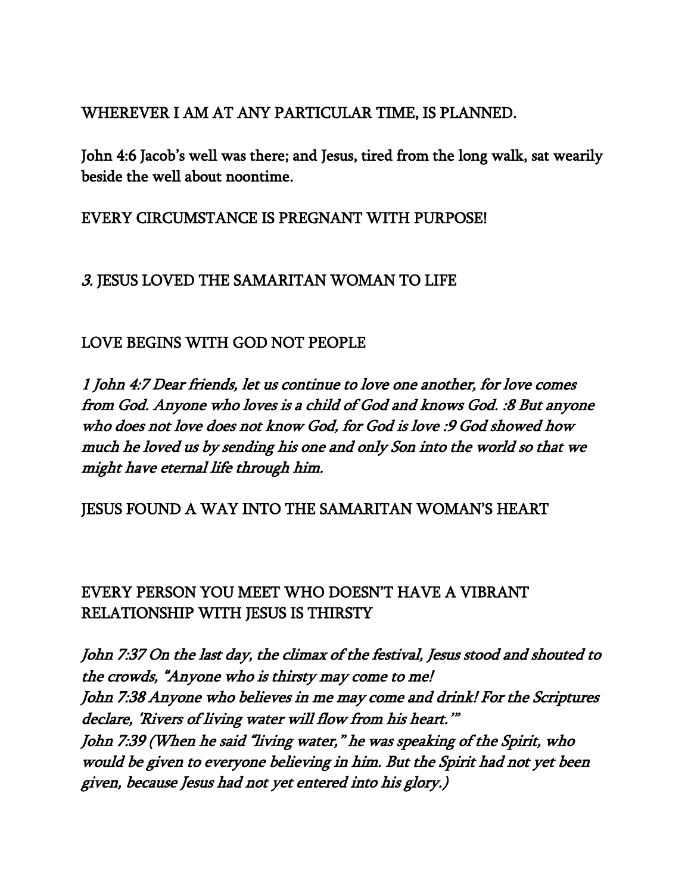WHEREVER I AM AT ANY PARTICULAR TIME, IS PLANNED.

John 4:6 Jacob's well was there; and Jesus, tired from the long walk, sat wearily beside the well about noontime.

EVERY CIRCUMSTANCE IS PREGNANT WITH PURPOSE!

*3.* JESUS LOVED THE SAMARITAN WOMAN TO LIFE

LOVE BEGINS WITH GOD NOT PEOPLE

*1 John 4:7 Dear friends, let us continue to love one another, for love comes from God. Anyone who loves is a child of God and knows God. :8 But anyone who does not love does not know God, for God is love :9 God showed how much he loved us by sending his one and only Son into the world so that we might have eternal life through him.*

JESUS FOUND A WAY INTO THE SAMARITAN WOMAN'S HEART

EVERY PERSON YOU MEET WHO DOESN'T HAVE A VIBRANT RELATIONSHIP WITH JESUS IS THIRSTY

*John 7:37 On the last day, the climax of the festival, Jesus stood and shouted to the crowds, "Anyone who is thirsty may come to me!*
*John 7:38 Anyone who believes in me may come and drink! For the Scriptures declare, 'Rivers of living water will flow from his heart.'"*
*John 7:39 (When he said "living water," he was speaking of the Spirit, who would be given to everyone believing in him. But the Spirit had not yet been given, because Jesus had not yet entered into his glory.)*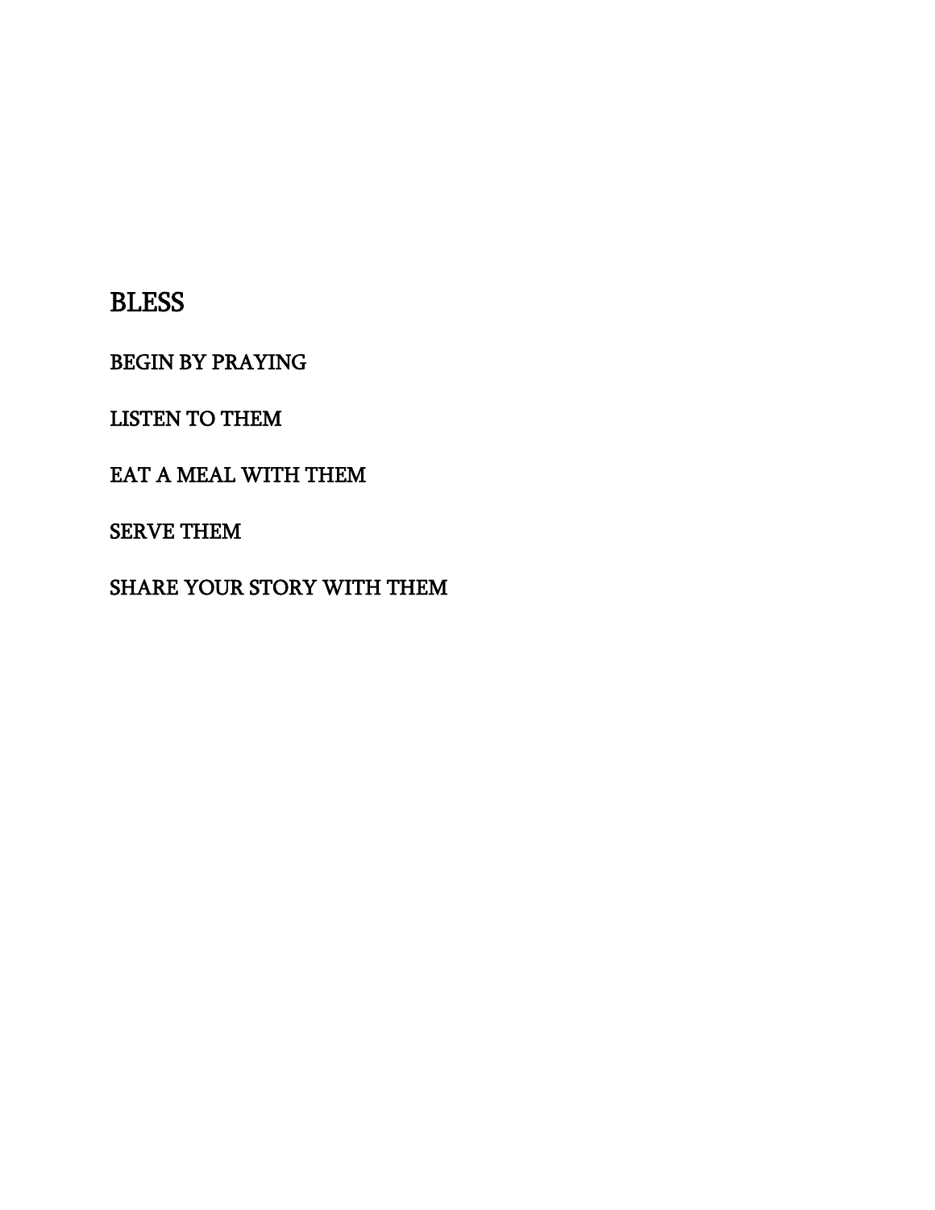## BLESS

BEGIN BY PRAYING

LISTEN TO THEM

EAT A MEAL WITH THEM

SERVE THEM

SHARE YOUR STORY WITH THEM